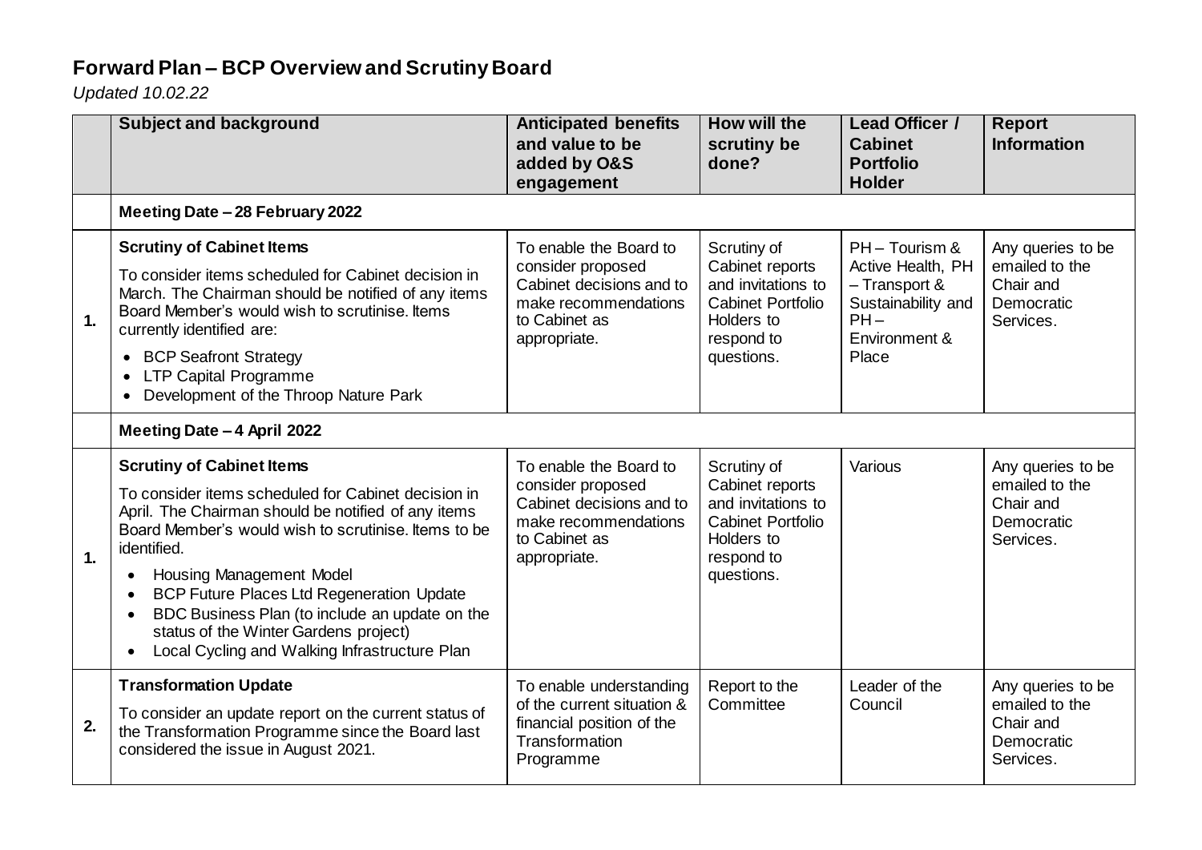# Forward Plan – BCP Overview and Scrutiny Board

*Updated 10.02.22*

| | Subject and background | Anticipated benefits and value to be added by O&S engagement | How will the scrutiny be done? | Lead Officer / Cabinet Portfolio Holder | Report Information |
|---|---|---|---|---|---|
| | **Meeting Date – 28 February 2022** | | | | |
| **1.** | **Scrutiny of Cabinet Items**<br><br>To consider items scheduled for Cabinet decision in March. The Chairman should be notified of any items Board Member's would wish to scrutinise. Items currently identified are:<br><br>• BCP Seafront Strategy<br>• LTP Capital Programme<br>• Development of the Throop Nature Park | To enable the Board to consider proposed Cabinet decisions and to make recommendations to Cabinet as appropriate. | Scrutiny of Cabinet reports and invitations to Cabinet Portfolio Holders to respond to questions. | PH – Tourism & Active Health, PH – Transport & Sustainability and PH – Environment & Place | Any queries to be emailed to the Chair and Democratic Services. |
| | **Meeting Date – 4 April 2022** | | | | |
| **1.** | **Scrutiny of Cabinet Items**<br><br>To consider items scheduled for Cabinet decision in April. The Chairman should be notified of any items Board Member's would wish to scrutinise. Items to be identified.<br><br>• Housing Management Model<br>• BCP Future Places Ltd Regeneration Update<br>• BDC Business Plan (to include an update on the status of the Winter Gardens project)<br>• Local Cycling and Walking Infrastructure Plan | To enable the Board to consider proposed Cabinet decisions and to make recommendations to Cabinet as appropriate. | Scrutiny of Cabinet reports and invitations to Cabinet Portfolio Holders to respond to questions. | Various | Any queries to be emailed to the Chair and Democratic Services. |
| **2.** | **Transformation Update**<br><br>To consider an update report on the current status of the Transformation Programme since the Board last considered the issue in August 2021. | To enable understanding of the current situation & financial position of the Transformation Programme | Report to the Committee | Leader of the Council | Any queries to be emailed to the Chair and Democratic Services. |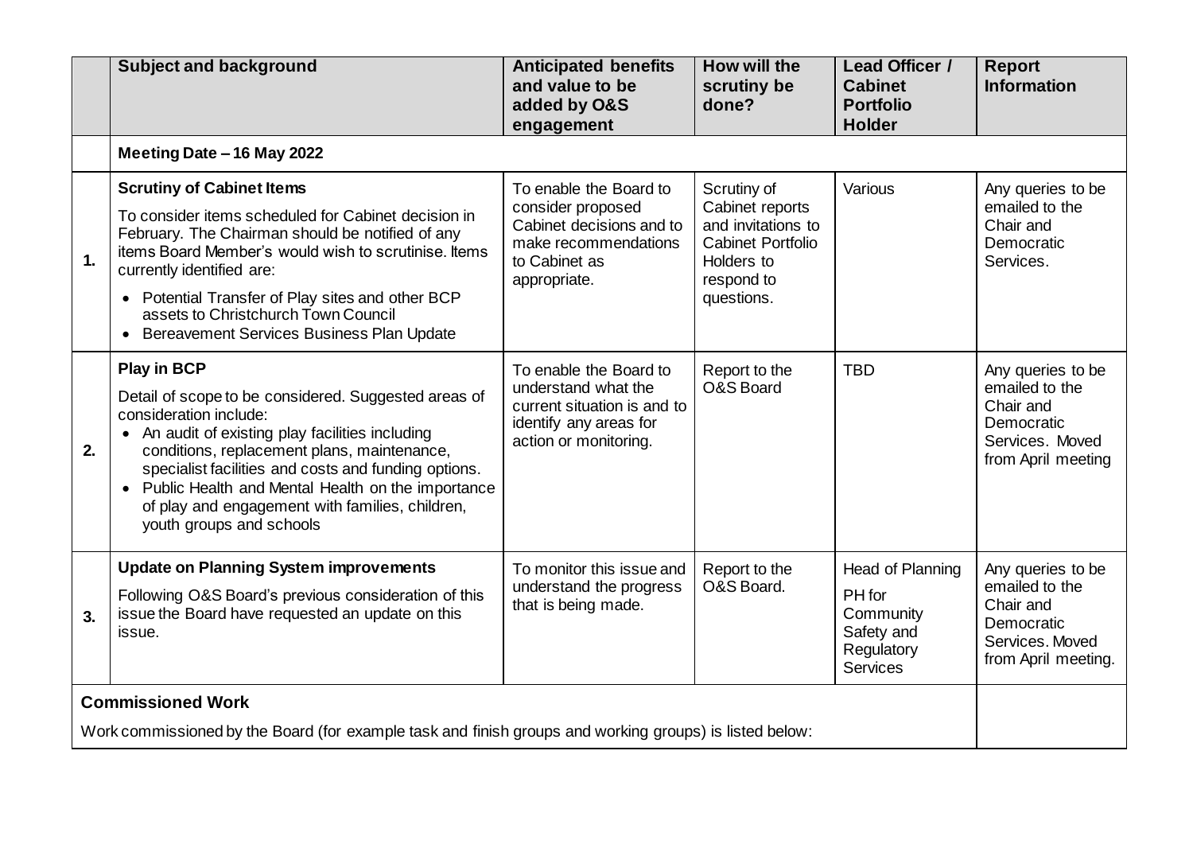| | Subject and background | Anticipated benefits and value to be added by O&S engagement | How will the scrutiny be done? | Lead Officer / Cabinet Portfolio Holder | Report Information |
|---|---|---|---|---|---|
| | **Meeting Date – 16 May 2022** | | | | |
| **1.** | **Scrutiny of Cabinet Items**<br>To consider items scheduled for Cabinet decision in February. The Chairman should be notified of any items Board Member's would wish to scrutinise. Items currently identified are:<br>• Potential Transfer of Play sites and other BCP assets to Christchurch Town Council<br>• Bereavement Services Business Plan Update | To enable the Board to consider proposed Cabinet decisions and to make recommendations to Cabinet as appropriate. | Scrutiny of Cabinet reports and invitations to Cabinet Portfolio Holders to respond to questions. | Various | Any queries to be emailed to the Chair and Democratic Services. |
| **2.** | **Play in BCP**<br>Detail of scope to be considered. Suggested areas of consideration include:<br>• An audit of existing play facilities including conditions, replacement plans, maintenance, specialist facilities and costs and funding options.<br>• Public Health and Mental Health on the importance of play and engagement with families, children, youth groups and schools | To enable the Board to understand what the current situation is and to identify any areas for action or monitoring. | Report to the O&S Board | TBD | Any queries to be emailed to the Chair and Democratic Services. Moved from April meeting |
| **3.** | **Update on Planning System improvements**<br>Following O&S Board's previous consideration of this issue the Board have requested an update on this issue. | To monitor this issue and understand the progress that is being made. | Report to the O&S Board. | Head of Planning<br>PH for Community Safety and Regulatory Services | Any queries to be emailed to the Chair and Democratic Services. Moved from April meeting. |
| **Commissioned Work**<br>Work commissioned by the Board (for example task and finish groups and working groups) is listed below: | | | | | |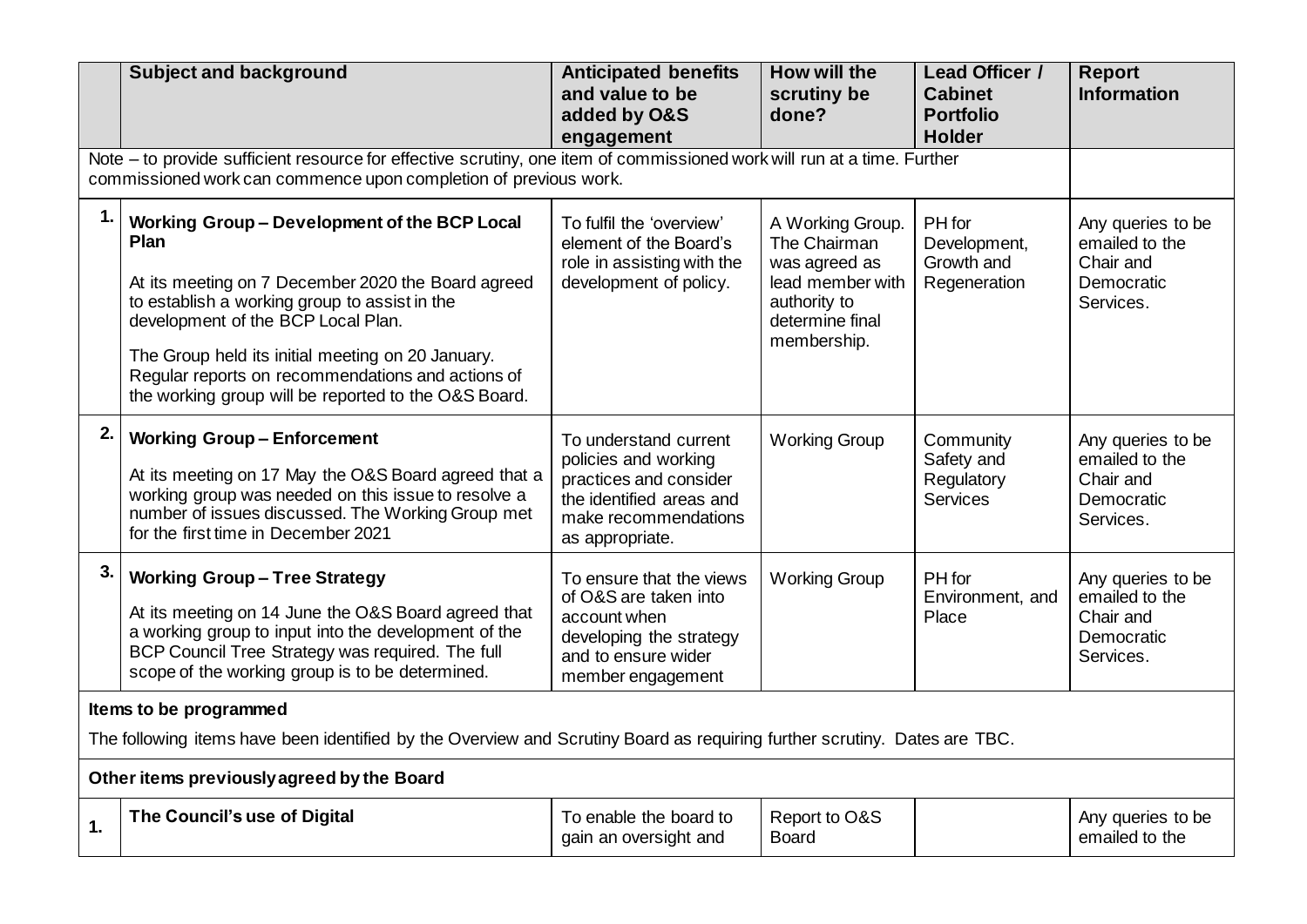| | Subject and background | Anticipated benefits and value to be added by O&S engagement | How will the scrutiny be done? | Lead Officer / Cabinet Portfolio Holder | Report Information |
|---|---|---|---|---|---|
| | Note – to provide sufficient resource for effective scrutiny, one item of commissioned work will run at a time. Further commissioned work can commence upon completion of previous work. | | | | |
| 1. | **Working Group – Development of the BCP Local Plan**<br><br>At its meeting on 7 December 2020 the Board agreed to establish a working group to assist in the development of the BCP Local Plan.<br><br>The Group held its initial meeting on 20 January. Regular reports on recommendations and actions of the working group will be reported to the O&S Board. | To fulfil the 'overview' element of the Board's role in assisting with the development of policy. | A Working Group. The Chairman was agreed as lead member with authority to determine final membership. | PH for Development, Growth and Regeneration | Any queries to be emailed to the Chair and Democratic Services. |
| 2. | **Working Group – Enforcement**<br><br>At its meeting on 17 May the O&S Board agreed that a working group was needed on this issue to resolve a number of issues discussed. The Working Group met for the first time in December 2021 | To understand current policies and working practices and consider the identified areas and make recommendations as appropriate. | Working Group | Community Safety and Regulatory Services | Any queries to be emailed to the Chair and Democratic Services. |
| 3. | **Working Group – Tree Strategy**<br><br>At its meeting on 14 June the O&S Board agreed that a working group to input into the development of the BCP Council Tree Strategy was required. The full scope of the working group is to be determined. | To ensure that the views of O&S are taken into account when developing the strategy and to ensure wider member engagement | Working Group | PH for Environment, and Place | Any queries to be emailed to the Chair and Democratic Services. |
| | **Items to be programmed**<br><br>The following items have been identified by the Overview and Scrutiny Board as requiring further scrutiny. Dates are TBC. | | | | |
| | **Other items previously agreed by the Board** | | | | |
| 1. | **The Council's use of Digital** | To enable the board to gain an oversight and | Report to O&S Board | | Any queries to be emailed to the |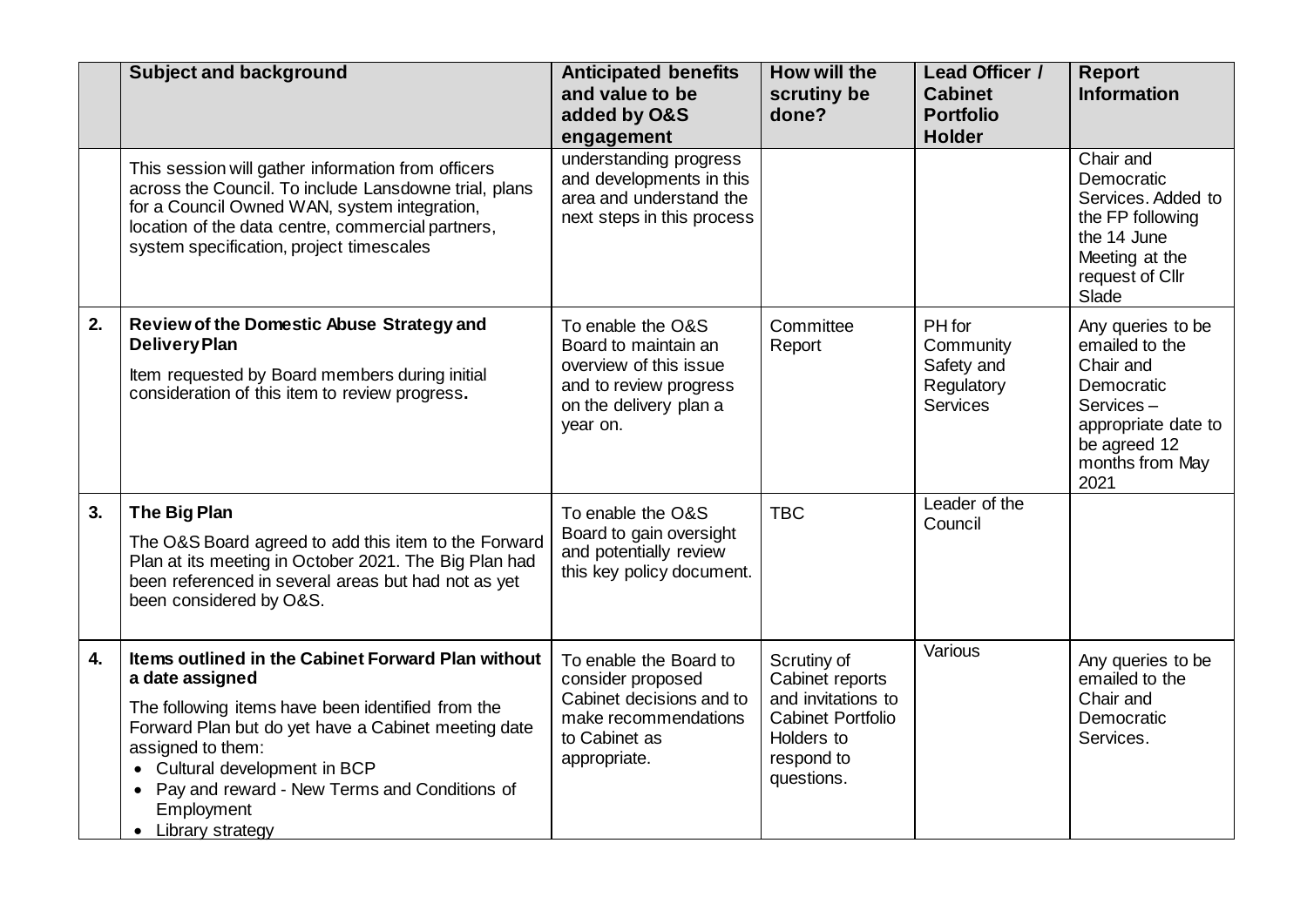| | Subject and background | Anticipated benefits and value to be added by O&S engagement | How will the scrutiny be done? | Lead Officer / Cabinet Portfolio Holder | Report Information |
|---|---|---|---|---|---|
| | This session will gather information from officers across the Council. To include Lansdowne trial, plans for a Council Owned WAN, system integration, location of the data centre, commercial partners, system specification, project timescales | understanding progress and developments in this area and understand the next steps in this process | | | Chair and Democratic Services. Added to the FP following the 14 June Meeting at the request of Cllr Slade |
| 2. | **Review of the Domestic Abuse Strategy and Delivery Plan**<br>Item requested by Board members during initial consideration of this item to review progress**.** | To enable the O&S Board to maintain an overview of this issue and to review progress on the delivery plan a year on. | Committee Report | PH for Community Safety and Regulatory Services | Any queries to be emailed to the Chair and Democratic Services – appropriate date to be agreed 12 months from May 2021 |
| 3. | **The Big Plan**<br>The O&S Board agreed to add this item to the Forward Plan at its meeting in October 2021. The Big Plan had been referenced in several areas but had not as yet been considered by O&S. | To enable the O&S Board to gain oversight and potentially review this key policy document. | TBC | Leader of the Council | |
| 4. | **Items outlined in the Cabinet Forward Plan without a date assigned**<br>The following items have been identified from the Forward Plan but do yet have a Cabinet meeting date assigned to them:<br>• Cultural development in BCP<br>• Pay and reward - New Terms and Conditions of Employment<br>• Library strategy | To enable the Board to consider proposed Cabinet decisions and to make recommendations to Cabinet as appropriate. | Scrutiny of Cabinet reports and invitations to Cabinet Portfolio Holders to respond to questions. | Various | Any queries to be emailed to the Chair and Democratic Services. |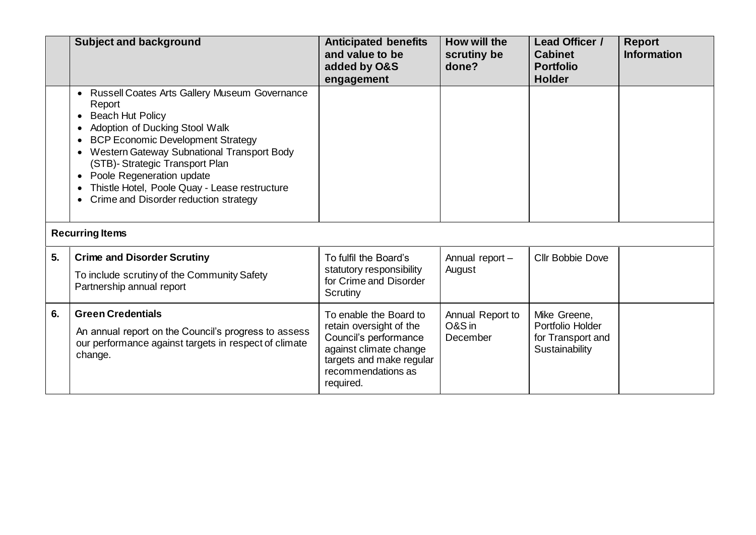| | Subject and background | Anticipated benefits and value to be added by O&S engagement | How will the scrutiny be done? | Lead Officer / Cabinet Portfolio Holder | Report Information |
|---|---|---|---|---|---|
| | • Russell Coates Arts Gallery Museum Governance Report<br>• Beach Hut Policy<br>• Adoption of Ducking Stool Walk<br>• BCP Economic Development Strategy<br>• Western Gateway Subnational Transport Body (STB)- Strategic Transport Plan<br>• Poole Regeneration update<br>• Thistle Hotel, Poole Quay - Lease restructure<br>• Crime and Disorder reduction strategy | | | | |
| **Recurring Items** | | | | | |
| **5.** | **Crime and Disorder Scrutiny**<br>To include scrutiny of the Community Safety Partnership annual report | To fulfil the Board's statutory responsibility for Crime and Disorder Scrutiny | Annual report – August | Cllr Bobbie Dove | |
| **6.** | **Green Credentials**<br>An annual report on the Council's progress to assess our performance against targets in respect of climate change. | To enable the Board to retain oversight of the Council's performance against climate change targets and make regular recommendations as required. | Annual Report to O&S in December | Mike Greene, Portfolio Holder for Transport and Sustainability | |